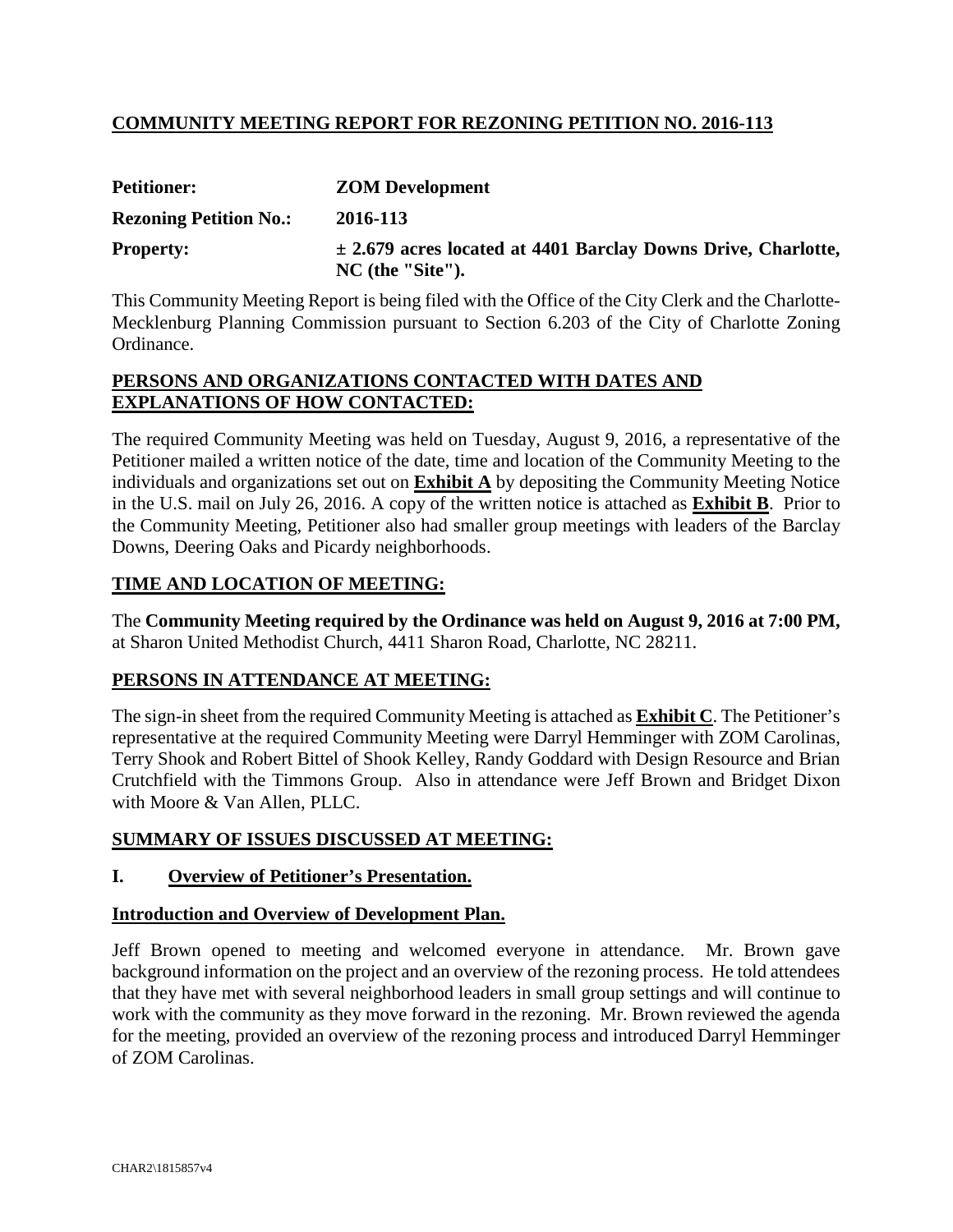## COMMUNITY MEETING REPORT FOR REZONING PETITION NO. 2016-113

**Petitioner:** **ZOM Development**

**Rezoning Petition No.:** **2016-113**

**Property:** **± 2.679 acres located at 4401 Barclay Downs Drive, Charlotte, NC (the "Site").**

This Community Meeting Report is being filed with the Office of the City Clerk and the Charlotte-Mecklenburg Planning Commission pursuant to Section 6.203 of the City of Charlotte Zoning Ordinance.

### PERSONS AND ORGANIZATIONS CONTACTED WITH DATES AND EXPLANATIONS OF HOW CONTACTED:

The required Community Meeting was held on Tuesday, August 9, 2016, a representative of the Petitioner mailed a written notice of the date, time and location of the Community Meeting to the individuals and organizations set out on **Exhibit A** by depositing the Community Meeting Notice in the U.S. mail on July 26, 2016. A copy of the written notice is attached as **Exhibit B**. Prior to the Community Meeting, Petitioner also had smaller group meetings with leaders of the Barclay Downs, Deering Oaks and Picardy neighborhoods.

### TIME AND LOCATION OF MEETING:

The **Community Meeting required by the Ordinance was held on August 9, 2016 at 7:00 PM,** at Sharon United Methodist Church, 4411 Sharon Road, Charlotte, NC 28211.

### PERSONS IN ATTENDANCE AT MEETING:

The sign-in sheet from the required Community Meeting is attached as **Exhibit C**. The Petitioner's representative at the required Community Meeting were Darryl Hemminger with ZOM Carolinas, Terry Shook and Robert Bittel of Shook Kelley, Randy Goddard with Design Resource and Brian Crutchfield with the Timmons Group. Also in attendance were Jeff Brown and Bridget Dixon with Moore & Van Allen, PLLC.

### SUMMARY OF ISSUES DISCUSSED AT MEETING:

### I. Overview of Petitioner's Presentation.

#### Introduction and Overview of Development Plan.

Jeff Brown opened to meeting and welcomed everyone in attendance. Mr. Brown gave background information on the project and an overview of the rezoning process. He told attendees that they have met with several neighborhood leaders in small group settings and will continue to work with the community as they move forward in the rezoning. Mr. Brown reviewed the agenda for the meeting, provided an overview of the rezoning process and introduced Darryl Hemminger of ZOM Carolinas.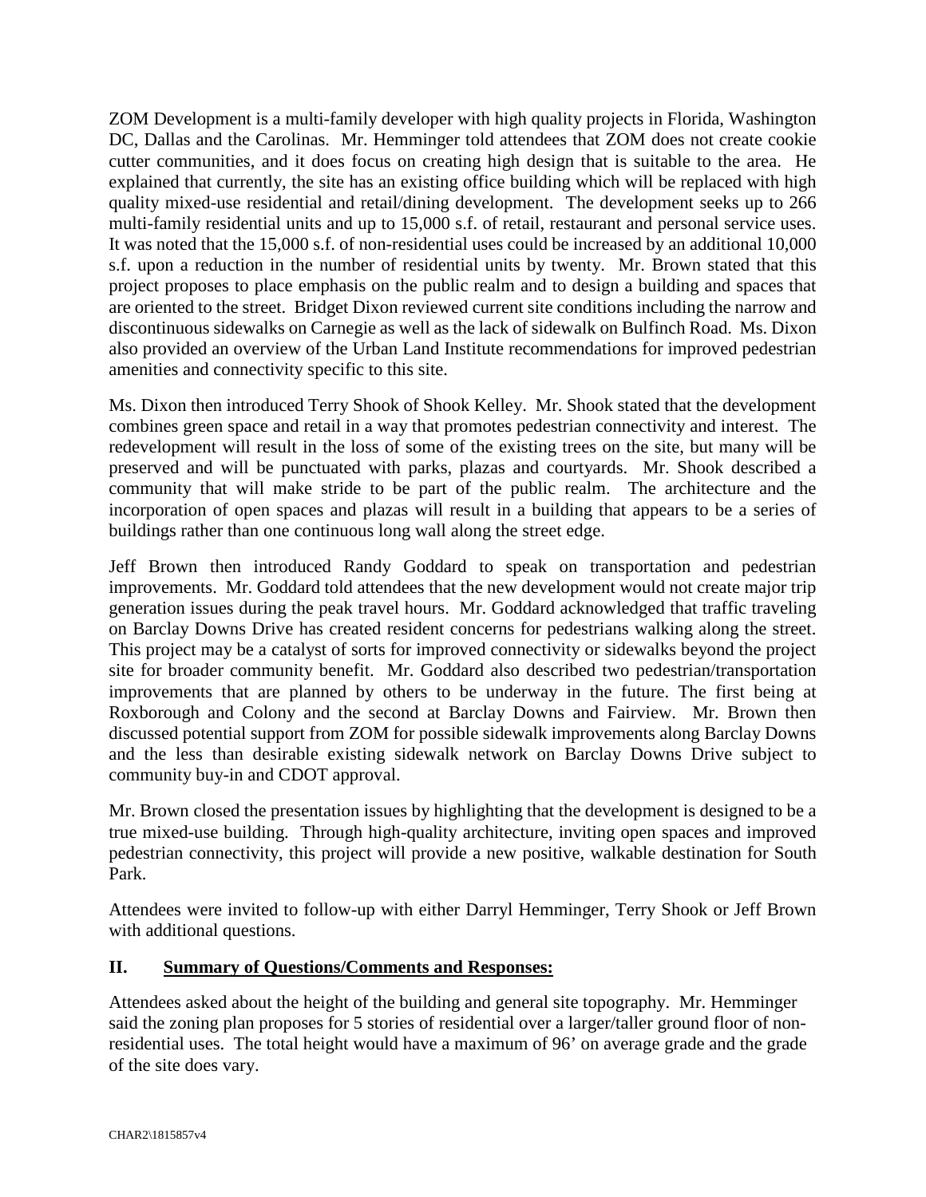ZOM Development is a multi-family developer with high quality projects in Florida, Washington DC, Dallas and the Carolinas. Mr. Hemminger told attendees that ZOM does not create cookie cutter communities, and it does focus on creating high design that is suitable to the area. He explained that currently, the site has an existing office building which will be replaced with high quality mixed-use residential and retail/dining development. The development seeks up to 266 multi-family residential units and up to 15,000 s.f. of retail, restaurant and personal service uses. It was noted that the 15,000 s.f. of non-residential uses could be increased by an additional 10,000 s.f. upon a reduction in the number of residential units by twenty. Mr. Brown stated that this project proposes to place emphasis on the public realm and to design a building and spaces that are oriented to the street. Bridget Dixon reviewed current site conditions including the narrow and discontinuous sidewalks on Carnegie as well as the lack of sidewalk on Bulfinch Road. Ms. Dixon also provided an overview of the Urban Land Institute recommendations for improved pedestrian amenities and connectivity specific to this site.

Ms. Dixon then introduced Terry Shook of Shook Kelley. Mr. Shook stated that the development combines green space and retail in a way that promotes pedestrian connectivity and interest. The redevelopment will result in the loss of some of the existing trees on the site, but many will be preserved and will be punctuated with parks, plazas and courtyards. Mr. Shook described a community that will make stride to be part of the public realm. The architecture and the incorporation of open spaces and plazas will result in a building that appears to be a series of buildings rather than one continuous long wall along the street edge.

Jeff Brown then introduced Randy Goddard to speak on transportation and pedestrian improvements. Mr. Goddard told attendees that the new development would not create major trip generation issues during the peak travel hours. Mr. Goddard acknowledged that traffic traveling on Barclay Downs Drive has created resident concerns for pedestrians walking along the street. This project may be a catalyst of sorts for improved connectivity or sidewalks beyond the project site for broader community benefit. Mr. Goddard also described two pedestrian/transportation improvements that are planned by others to be underway in the future. The first being at Roxborough and Colony and the second at Barclay Downs and Fairview. Mr. Brown then discussed potential support from ZOM for possible sidewalk improvements along Barclay Downs and the less than desirable existing sidewalk network on Barclay Downs Drive subject to community buy-in and CDOT approval.

Mr. Brown closed the presentation issues by highlighting that the development is designed to be a true mixed-use building. Through high-quality architecture, inviting open spaces and improved pedestrian connectivity, this project will provide a new positive, walkable destination for South Park.

Attendees were invited to follow-up with either Darryl Hemminger, Terry Shook or Jeff Brown with additional questions.

## II. Summary of Questions/Comments and Responses:

Attendees asked about the height of the building and general site topography. Mr. Hemminger said the zoning plan proposes for 5 stories of residential over a larger/taller ground floor of non-residential uses. The total height would have a maximum of 96' on average grade and the grade of the site does vary.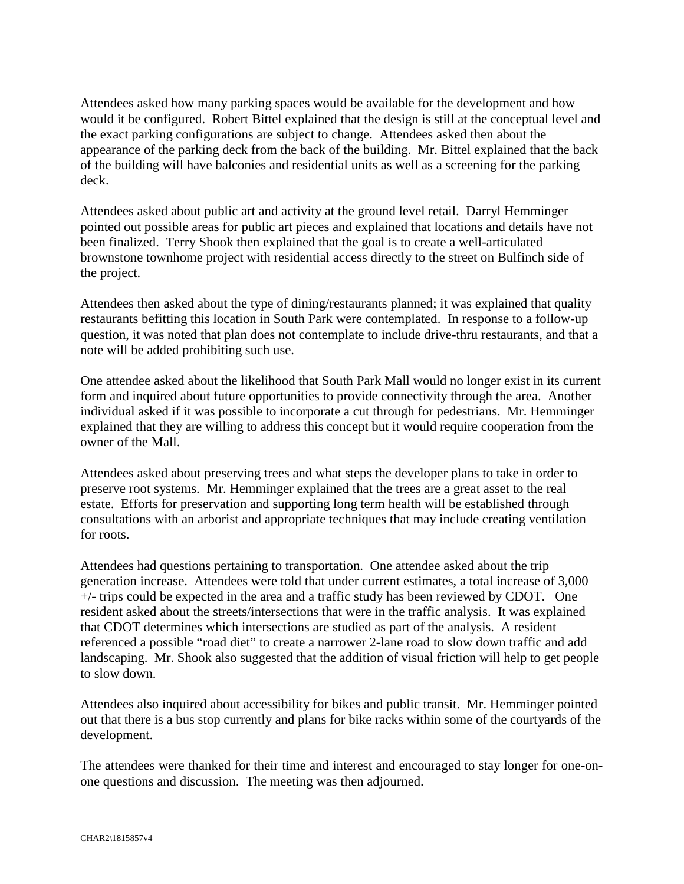Attendees asked how many parking spaces would be available for the development and how would it be configured. Robert Bittel explained that the design is still at the conceptual level and the exact parking configurations are subject to change. Attendees asked then about the appearance of the parking deck from the back of the building. Mr. Bittel explained that the back of the building will have balconies and residential units as well as a screening for the parking deck.

Attendees asked about public art and activity at the ground level retail. Darryl Hemminger pointed out possible areas for public art pieces and explained that locations and details have not been finalized. Terry Shook then explained that the goal is to create a well-articulated brownstone townhome project with residential access directly to the street on Bulfinch side of the project.

Attendees then asked about the type of dining/restaurants planned; it was explained that quality restaurants befitting this location in South Park were contemplated. In response to a follow-up question, it was noted that plan does not contemplate to include drive-thru restaurants, and that a note will be added prohibiting such use.

One attendee asked about the likelihood that South Park Mall would no longer exist in its current form and inquired about future opportunities to provide connectivity through the area. Another individual asked if it was possible to incorporate a cut through for pedestrians. Mr. Hemminger explained that they are willing to address this concept but it would require cooperation from the owner of the Mall.

Attendees asked about preserving trees and what steps the developer plans to take in order to preserve root systems. Mr. Hemminger explained that the trees are a great asset to the real estate. Efforts for preservation and supporting long term health will be established through consultations with an arborist and appropriate techniques that may include creating ventilation for roots.

Attendees had questions pertaining to transportation. One attendee asked about the trip generation increase. Attendees were told that under current estimates, a total increase of 3,000 +/- trips could be expected in the area and a traffic study has been reviewed by CDOT. One resident asked about the streets/intersections that were in the traffic analysis. It was explained that CDOT determines which intersections are studied as part of the analysis. A resident referenced a possible "road diet" to create a narrower 2-lane road to slow down traffic and add landscaping. Mr. Shook also suggested that the addition of visual friction will help to get people to slow down.

Attendees also inquired about accessibility for bikes and public transit. Mr. Hemminger pointed out that there is a bus stop currently and plans for bike racks within some of the courtyards of the development.

The attendees were thanked for their time and interest and encouraged to stay longer for one-on-one questions and discussion. The meeting was then adjourned.

CHAR2\1815857v4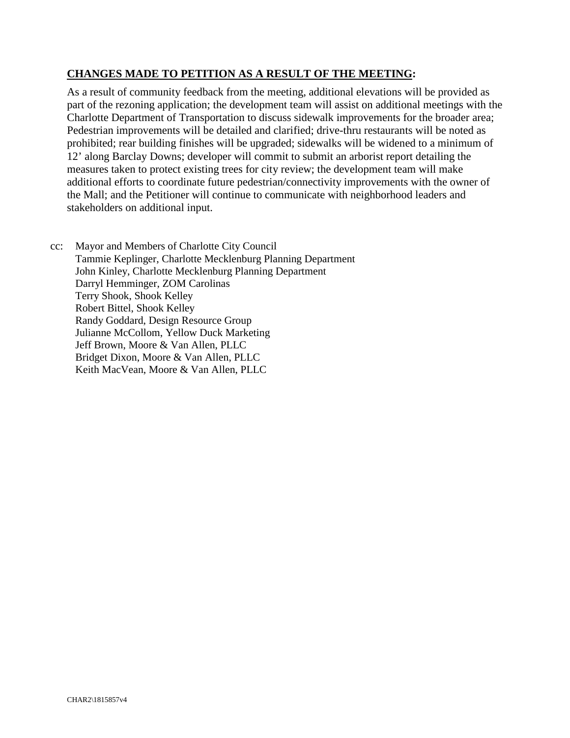**<u>CHANGES MADE TO PETITION AS A RESULT OF THE MEETING</u>:**

As a result of community feedback from the meeting, additional elevations will be provided as part of the rezoning application; the development team will assist on additional meetings with the Charlotte Department of Transportation to discuss sidewalk improvements for the broader area; Pedestrian improvements will be detailed and clarified; drive-thru restaurants will be noted as prohibited; rear building finishes will be upgraded; sidewalks will be widened to a minimum of 12' along Barclay Downs; developer will commit to submit an arborist report detailing the measures taken to protect existing trees for city review; the development team will make additional efforts to coordinate future pedestrian/connectivity improvements with the owner of the Mall; and the Petitioner will continue to communicate with neighborhood leaders and stakeholders on additional input.

cc: Mayor and Members of Charlotte City Council
Tammie Keplinger, Charlotte Mecklenburg Planning Department
John Kinley, Charlotte Mecklenburg Planning Department
Darryl Hemminger, ZOM Carolinas
Terry Shook, Shook Kelley
Robert Bittel, Shook Kelley
Randy Goddard, Design Resource Group
Julianne McCollom, Yellow Duck Marketing
Jeff Brown, Moore & Van Allen, PLLC
Bridget Dixon, Moore & Van Allen, PLLC
Keith MacVean, Moore & Van Allen, PLLC

CHAR2\1815857v4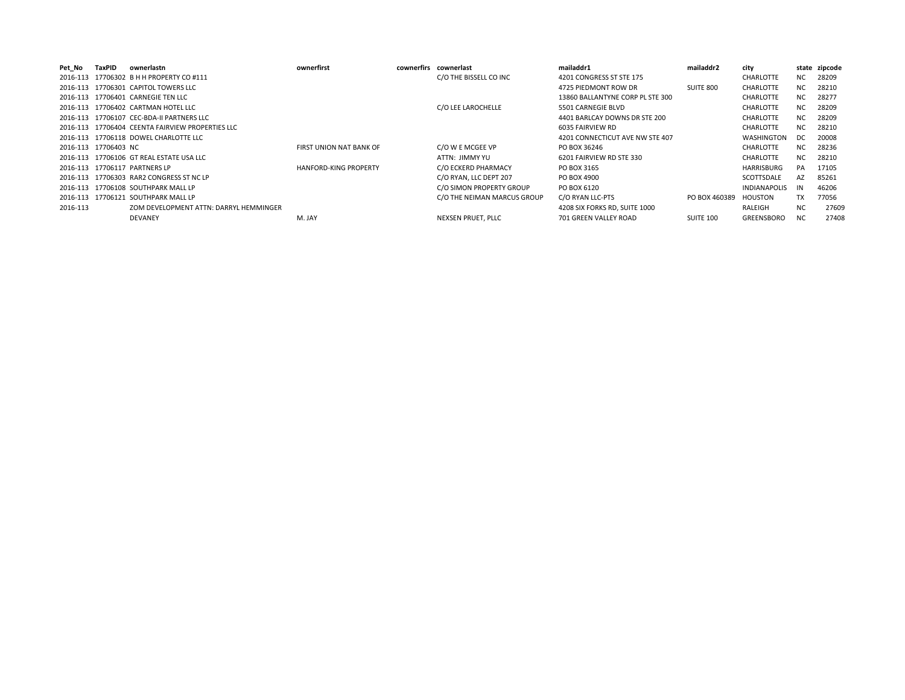| Pet_No | TaxPID | ownerlastn | ownerfirst | cownerfirs | cownerlast | mailaddr1 | mailaddr2 | city | state | zipcode |
|---|---|---|---|---|---|---|---|---|---|---|
| 2016-113 | 17706302 | B H H PROPERTY CO #111 | | | C/O THE BISSELL CO INC | 4201 CONGRESS ST STE 175 | | CHARLOTTE | NC | 28209 |
| 2016-113 | 17706301 | CAPITOL TOWERS LLC | | | | 4725 PIEDMONT ROW DR | SUITE 800 | CHARLOTTE | NC | 28210 |
| 2016-113 | 17706401 | CARNEGIE TEN LLC | | | | 13860 BALLANTYNE CORP PL STE 300 | | CHARLOTTE | NC | 28277 |
| 2016-113 | 17706402 | CARTMAN HOTEL LLC | | | C/O LEE LAROCHELLE | 5501 CARNEGIE BLVD | | CHARLOTTE | NC | 28209 |
| 2016-113 | 17706107 | CEC-BDA-II PARTNERS LLC | | | | 4401 BARLCAY DOWNS DR STE 200 | | CHARLOTTE | NC | 28209 |
| 2016-113 | 17706404 | CEENTA FAIRVIEW PROPERTIES LLC | | | | 6035 FAIRVIEW RD | | CHARLOTTE | NC | 28210 |
| 2016-113 | 17706118 | DOWEL CHARLOTTE LLC | | | | 4201 CONNECTICUT AVE NW STE 407 | | WASHINGTON | DC | 20008 |
| 2016-113 | 17706403 | NC | FIRST UNION NAT BANK OF | | C/O W E MCGEE VP | PO BOX 36246 | | CHARLOTTE | NC | 28236 |
| 2016-113 | 17706106 | GT REAL ESTATE USA LLC | | | ATTN: JIMMY YU | 6201 FAIRVIEW RD STE 330 | | CHARLOTTE | NC | 28210 |
| 2016-113 | 17706117 | PARTNERS LP | HANFORD-KING PROPERTY | | C/O ECKERD PHARMACY | PO BOX 3165 | | HARRISBURG | PA | 17105 |
| 2016-113 | 17706303 | RAR2 CONGRESS ST NC LP | | | C/O RYAN, LLC DEPT 207 | PO BOX 4900 | | SCOTTSDALE | AZ | 85261 |
| 2016-113 | 17706108 | SOUTHPARK MALL LP | | | C/O SIMON PROPERTY GROUP | PO BOX 6120 | | INDIANAPOLIS | IN | 46206 |
| 2016-113 | 17706121 | SOUTHPARK MALL LP | | | C/O THE NEIMAN MARCUS GROUP | C/O RYAN LLC-PTS | PO BOX 460389 | HOUSTON | TX | 77056 |
| 2016-113 | | ZOM DEVELOPMENT ATTN: DARRYL HEMMINGER | | | | 4208 SIX FORKS RD, SUITE 1000 | | RALEIGH | NC | 27609 |
| | | DEVANEY | M. JAY | | NEXSEN PRUET, PLLC | 701 GREEN VALLEY ROAD | SUITE 100 | GREENSBORO | NC | 27408 |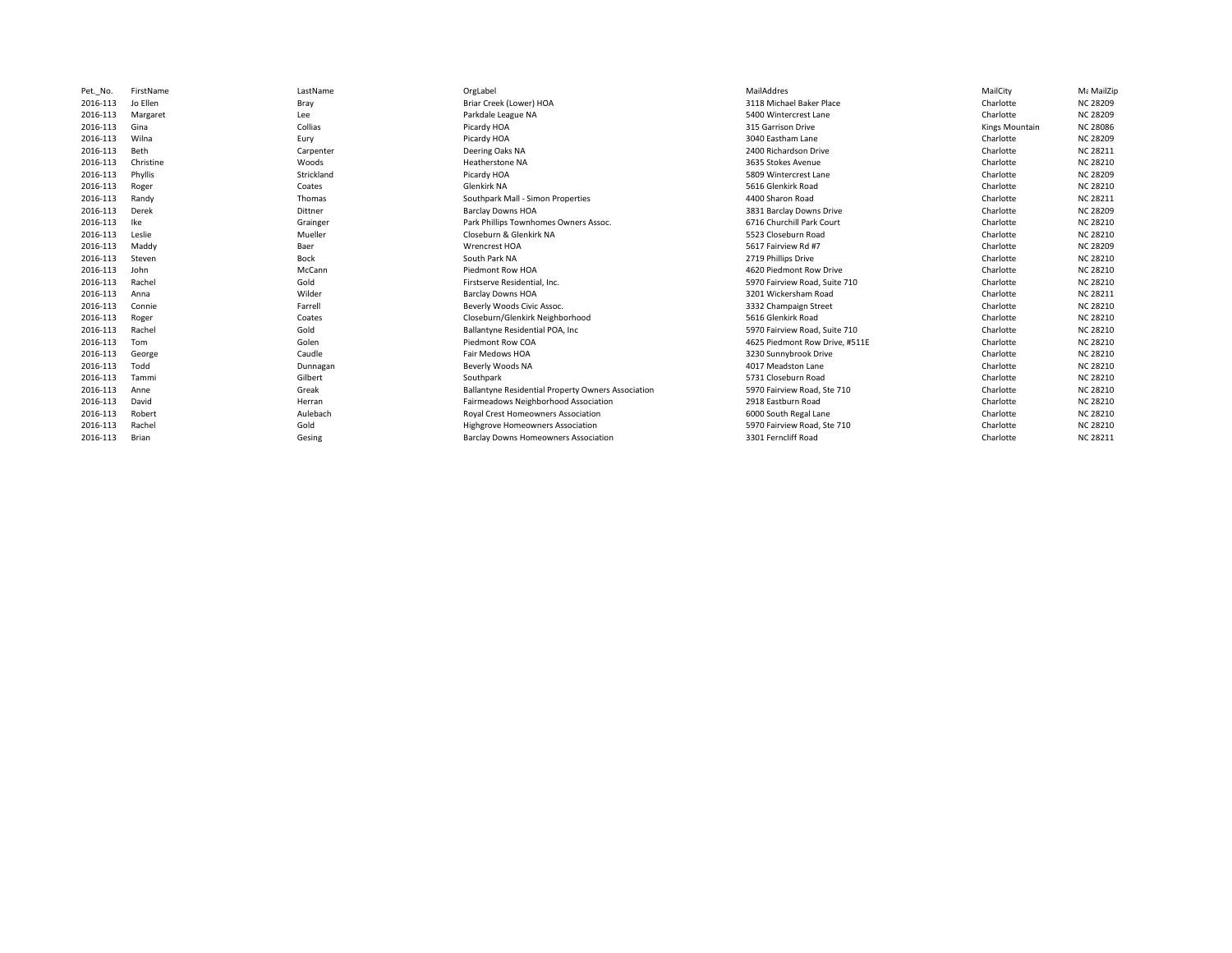| Pet._No. | FirstName | LastName | OrgLabel | MailAddres | MailCity | M: MailZip |
|---|---|---|---|---|---|---|
| 2016-113 | Jo Ellen | Bray | Briar Creek (Lower) HOA | 3118 Michael Baker Place | Charlotte | NC 28209 |
| 2016-113 | Margaret | Lee | Parkdale League NA | 5400 Wintercrest Lane | Charlotte | NC 28209 |
| 2016-113 | Gina | Collias | Picardy HOA | 315 Garrison Drive | Kings Mountain | NC 28086 |
| 2016-113 | Wilna | Eury | Picardy HOA | 3040 Eastham Lane | Charlotte | NC 28209 |
| 2016-113 | Beth | Carpenter | Deering Oaks NA | 2400 Richardson Drive | Charlotte | NC 28211 |
| 2016-113 | Christine | Woods | Heatherstone NA | 3635 Stokes Avenue | Charlotte | NC 28210 |
| 2016-113 | Phyllis | Strickland | Picardy HOA | 5809 Wintercrest Lane | Charlotte | NC 28209 |
| 2016-113 | Roger | Coates | Glenkirk NA | 5616 Glenkirk Road | Charlotte | NC 28210 |
| 2016-113 | Randy | Thomas | Southpark Mall - Simon Properties | 4400 Sharon Road | Charlotte | NC 28211 |
| 2016-113 | Derek | Dittner | Barclay Downs HOA | 3831 Barclay Downs Drive | Charlotte | NC 28209 |
| 2016-113 | Ike | Grainger | Park Phillips Townhomes Owners Assoc. | 6716 Churchill Park Court | Charlotte | NC 28210 |
| 2016-113 | Leslie | Mueller | Closeburn & Glenkirk NA | 5523 Closeburn Road | Charlotte | NC 28210 |
| 2016-113 | Maddy | Baer | Wrencrest HOA | 5617 Fairview Rd #7 | Charlotte | NC 28209 |
| 2016-113 | Steven | Bock | South Park NA | 2719 Phillips Drive | Charlotte | NC 28210 |
| 2016-113 | John | McCann | Piedmont Row HOA | 4620 Piedmont Row Drive | Charlotte | NC 28210 |
| 2016-113 | Rachel | Gold | Firstserve Residential, Inc. | 5970 Fairview Road, Suite 710 | Charlotte | NC 28210 |
| 2016-113 | Anna | Wilder | Barclay Downs HOA | 3201 Wickersham Road | Charlotte | NC 28211 |
| 2016-113 | Connie | Farrell | Beverly Woods Civic Assoc. | 3332 Champaign Street | Charlotte | NC 28210 |
| 2016-113 | Roger | Coates | Closeburn/Glenkirk Neighborhood | 5616 Glenkirk Road | Charlotte | NC 28210 |
| 2016-113 | Rachel | Gold | Ballantyne Residential POA, Inc | 5970 Fairview Road, Suite 710 | Charlotte | NC 28210 |
| 2016-113 | Tom | Golen | Piedmont Row COA | 4625 Piedmont Row Drive, #511E | Charlotte | NC 28210 |
| 2016-113 | George | Caudle | Fair Medows HOA | 3230 Sunnybrook Drive | Charlotte | NC 28210 |
| 2016-113 | Todd | Dunnagan | Beverly Woods NA | 4017 Meadston Lane | Charlotte | NC 28210 |
| 2016-113 | Tammi | Gilbert | Southpark | 5731 Closeburn Road | Charlotte | NC 28210 |
| 2016-113 | Anne | Greak | Ballantyne Residential Property Owners Association | 5970 Fairview Road, Ste 710 | Charlotte | NC 28210 |
| 2016-113 | David | Herran | Fairmeadows Neighborhood Association | 2918 Eastburn Road | Charlotte | NC 28210 |
| 2016-113 | Robert | Aulebach | Royal Crest Homeowners Association | 6000 South Regal Lane | Charlotte | NC 28210 |
| 2016-113 | Rachel | Gold | Highgrove Homeowners Association | 5970 Fairview Road, Ste 710 | Charlotte | NC 28210 |
| 2016-113 | Brian | Gesing | Barclay Downs Homeowners Association | 3301 Ferncliff Road | Charlotte | NC 28211 |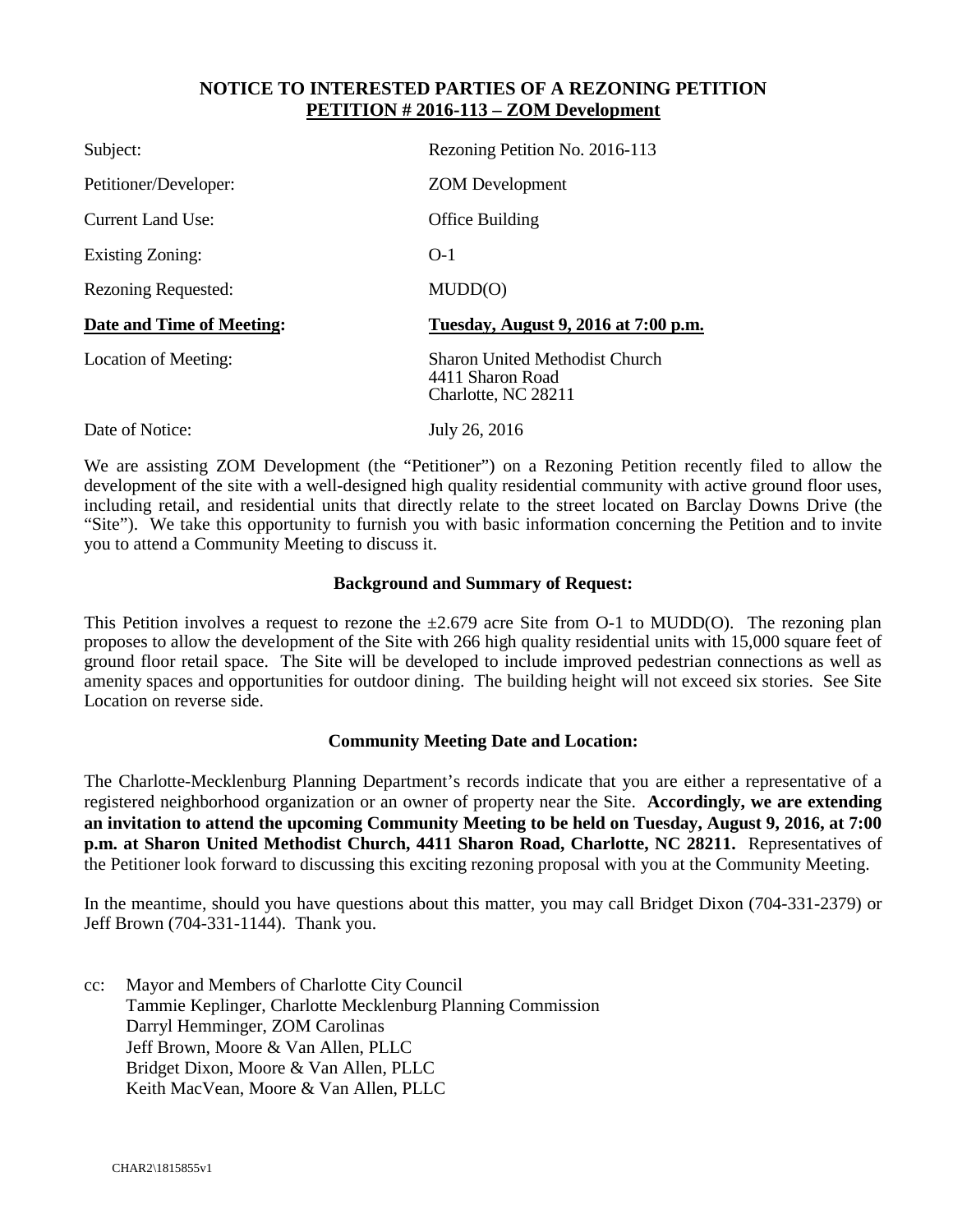## NOTICE TO INTERESTED PARTIES OF A REZONING PETITION

## PETITION # 2016-113 – ZOM Development

| | |
|---|---|
| Subject: | Rezoning Petition No. 2016-113 |
| Petitioner/Developer: | ZOM Development |
| Current Land Use: | Office Building |
| Existing Zoning: | O-1 |
| Rezoning Requested: | MUDD(O) |
| **Date and Time of Meeting:** | **Tuesday, August 9, 2016 at 7:00 p.m.** |
| Location of Meeting: | Sharon United Methodist Church<br>4411 Sharon Road<br>Charlotte, NC 28211 |
| Date of Notice: | July 26, 2016 |

We are assisting ZOM Development (the "Petitioner") on a Rezoning Petition recently filed to allow the development of the site with a well-designed high quality residential community with active ground floor uses, including retail, and residential units that directly relate to the street located on Barclay Downs Drive (the "Site"). We take this opportunity to furnish you with basic information concerning the Petition and to invite you to attend a Community Meeting to discuss it.

### Background and Summary of Request:

This Petition involves a request to rezone the ±2.679 acre Site from O-1 to MUDD(O). The rezoning plan proposes to allow the development of the Site with 266 high quality residential units with 15,000 square feet of ground floor retail space. The Site will be developed to include improved pedestrian connections as well as amenity spaces and opportunities for outdoor dining. The building height will not exceed six stories. See Site Location on reverse side.

### Community Meeting Date and Location:

The Charlotte-Mecklenburg Planning Department's records indicate that you are either a representative of a registered neighborhood organization or an owner of property near the Site. **Accordingly, we are extending an invitation to attend the upcoming Community Meeting to be held on Tuesday, August 9, 2016, at 7:00 p.m. at Sharon United Methodist Church, 4411 Sharon Road, Charlotte, NC 28211.** Representatives of the Petitioner look forward to discussing this exciting rezoning proposal with you at the Community Meeting.

In the meantime, should you have questions about this matter, you may call Bridget Dixon (704-331-2379) or Jeff Brown (704-331-1144). Thank you.

cc: Mayor and Members of Charlotte City Council
Tammie Keplinger, Charlotte Mecklenburg Planning Commission
Darryl Hemminger, ZOM Carolinas
Jeff Brown, Moore & Van Allen, PLLC
Bridget Dixon, Moore & Van Allen, PLLC
Keith MacVean, Moore & Van Allen, PLLC

CHAR2\1815855v1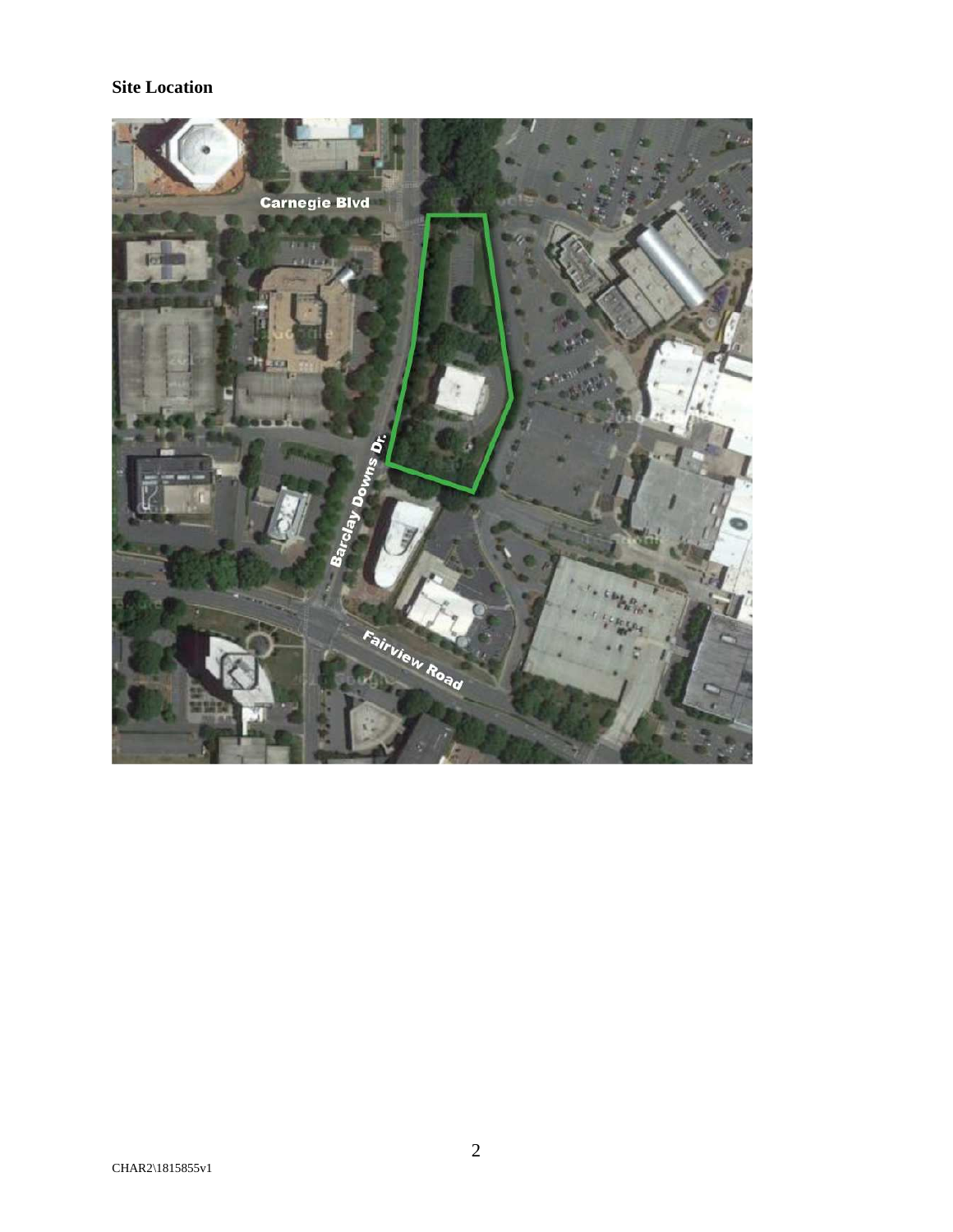**Site Location**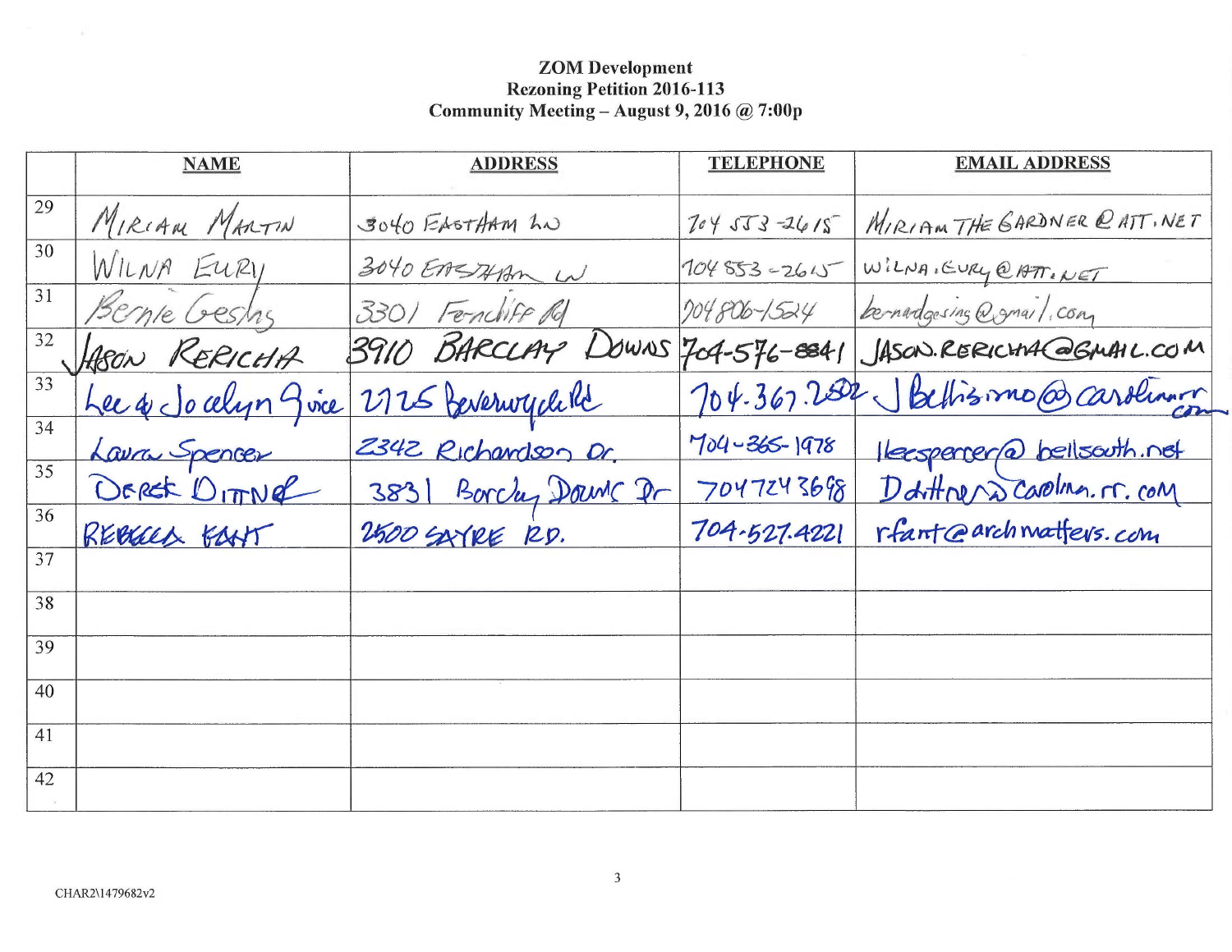**ZOM Development**
**Rezoning Petition 2016-113**
**Community Meeting – August 9, 2016 @ 7:00p**

| | NAME | ADDRESS | TELEPHONE | EMAIL ADDRESS |
|---|---|---|---|---|
| 29 | MIRIAM MARTIN | 3040 EASTHAM LN | 704 553-2615 | MIRIAMTHEGARDNER@ATT.NET |
| 30 | WILNA EURY | 3040 EASTHAM LN | 704 553-2615 | WILNA.EURY@ATT.NET |
| 31 | Bernie Gesing | 3301 Ferncliff Rd | 704 806-1524 | bernardgesing@gmail.com |
| 32 | JASON RERICHA | 3910 BARCLAY DOWNS | 704-576-8841 | JASON.RERICHA@GMAIL.COM |
| 33 | Lee & Jocelyn Quice | 2725 Beverwyck Rd | 704-367.2502 | JBellisimo@carolina.rr.com |
| 34 | Laura Spencer | 2342 Richardson Dr. | 704-365-1978 | lleespencer@bellsouth.net |
| 35 | DEREK DITTNER | 3831 Barclay Downs Dr | 7047243698 | Ddittner@carolina.rr.com |
| 36 | REBECCA FANT | 2500 SAYRE RD. | 704-527-4221 | rfant@archmatters.com |
| 37 | | | | |
| 38 | | | | |
| 39 | | | | |
| 40 | | | | |
| 41 | | | | |
| 42 | | | | |

CHAR2\1479682v2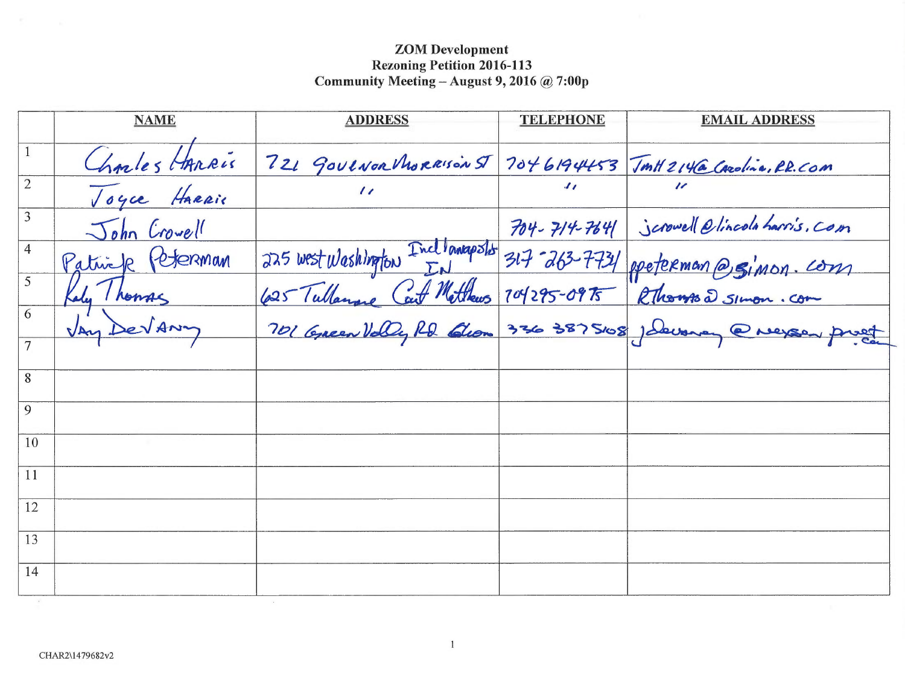**ZOM Development**
**Rezoning Petition 2016-113**
**Community Meeting – August 9, 2016 @ 7:00p**

| | NAME | ADDRESS | TELEPHONE | EMAIL ADDRESS |
|---|---|---|---|---|
| 1 | Charles Harris | 721 Govenor Morrison St | 704 619 4453 | JmH214@Carolina.RR.com |
| 2 | Joyce Harris | " | " | " |
| 3 | John Crowell | | 704-714-7641 | jcrowell@lincolnharris.com |
| 4 | Patrick Peterman | 225 West Washington Indianapolis IN | 317-263-7731 | ppeterman@simon.com |
| 5 | Raly Thomas | 625 Tullamore Court Matthews | 704 295-0975 | RThomas@simon.com |
| 6 | Jay DeVaney | 701 Green Valley Rd Gboro | 336 387 5108 | jdevaney@nexsenpruet.com |
| 7 | | | | |
| 8 | | | | |
| 9 | | | | |
| 10 | | | | |
| 11 | | | | |
| 12 | | | | |
| 13 | | | | |
| 14 | | | | |

CHAR2\1479682v2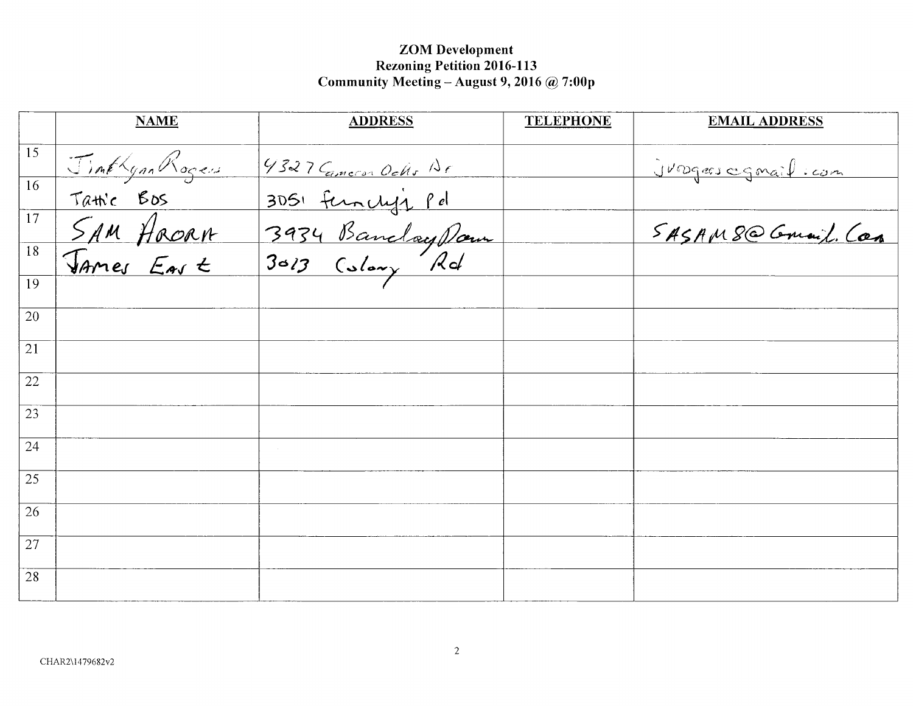**ZOM Development**
**Rezoning Petition 2016-113**
**Community Meeting – August 9, 2016 @ 7:00p**

| | NAME | ADDRESS | TELEPHONE | EMAIL ADDRESS |
|---|---|---|---|---|
| 15 | Jim & Lynn Rogers | 4327 Cameron Oaks Dr | | jvrogers@gmail.com |
| 16 | Tattie Bos | 3051 Fernclift Rd | | |
| 17 | SAM ARORA | 3934 Barclay Down | | SASAM8@Gmail.Com |
| 18 | James East | 3013 Colony Rd | | |
| 19 | | | | |
| 20 | | | | |
| 21 | | | | |
| 22 | | | | |
| 23 | | | | |
| 24 | | | | |
| 25 | | | | |
| 26 | | | | |
| 27 | | | | |
| 28 | | | | |

CHAR2\1479682v2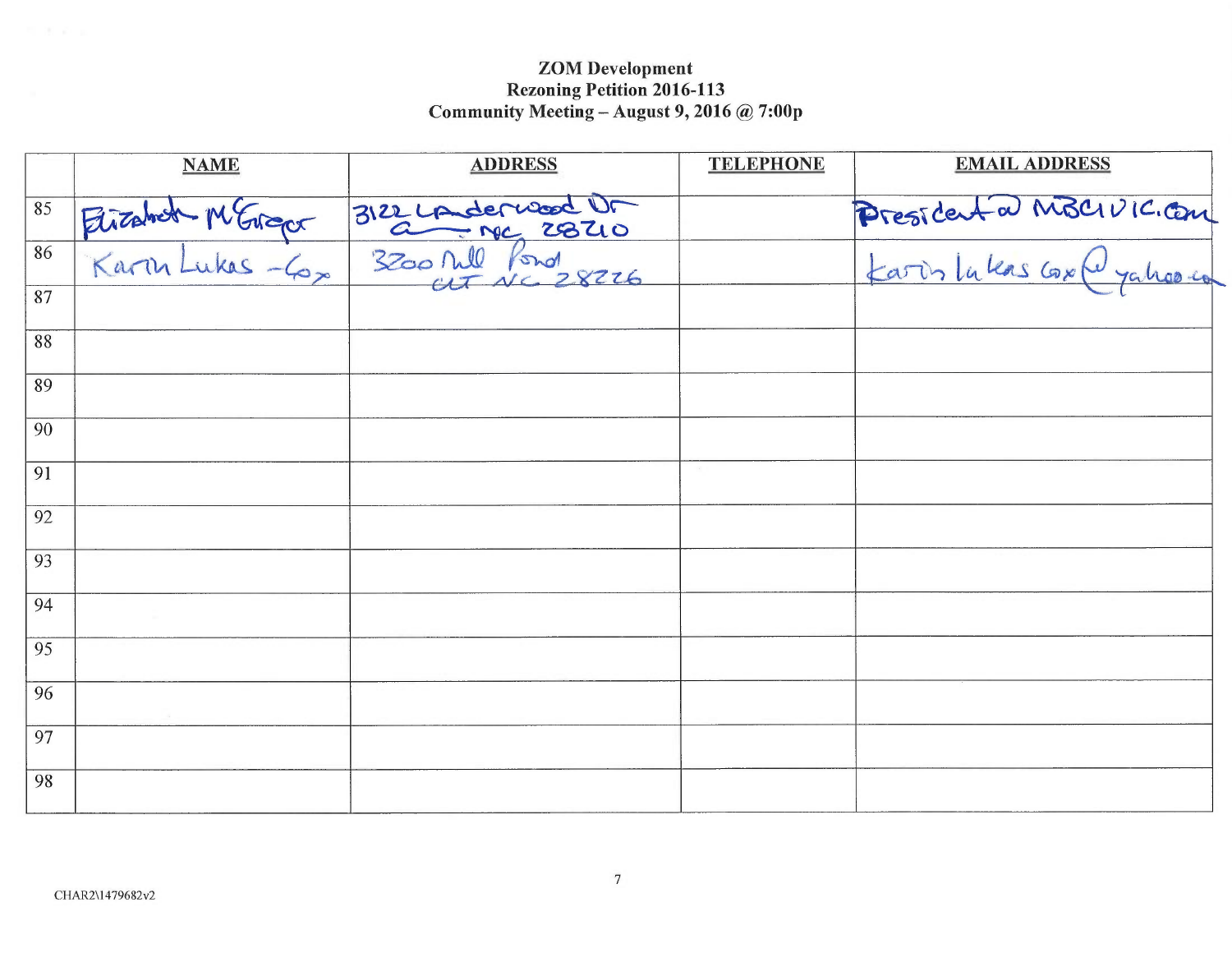**ZOM Development**
**Rezoning Petition 2016-113**
**Community Meeting – August 9, 2016 @ 7:00p**

| | NAME | ADDRESS | TELEPHONE | EMAIL ADDRESS |
|---|---|---|---|---|
| 85 | Elizabeth McGregor | 3122 Landerwood Dr C NC 28210 | | President@MBCIVIC.com |
| 86 | Karin Lukas-Cox | 3200 Mill Pond CLT NC 28226 | | karinlukascox@yahoo.com |
| 87 | | | | |
| 88 | | | | |
| 89 | | | | |
| 90 | | | | |
| 91 | | | | |
| 92 | | | | |
| 93 | | | | |
| 94 | | | | |
| 95 | | | | |
| 96 | | | | |
| 97 | | | | |
| 98 | | | | |

CHAR2\1479682v2